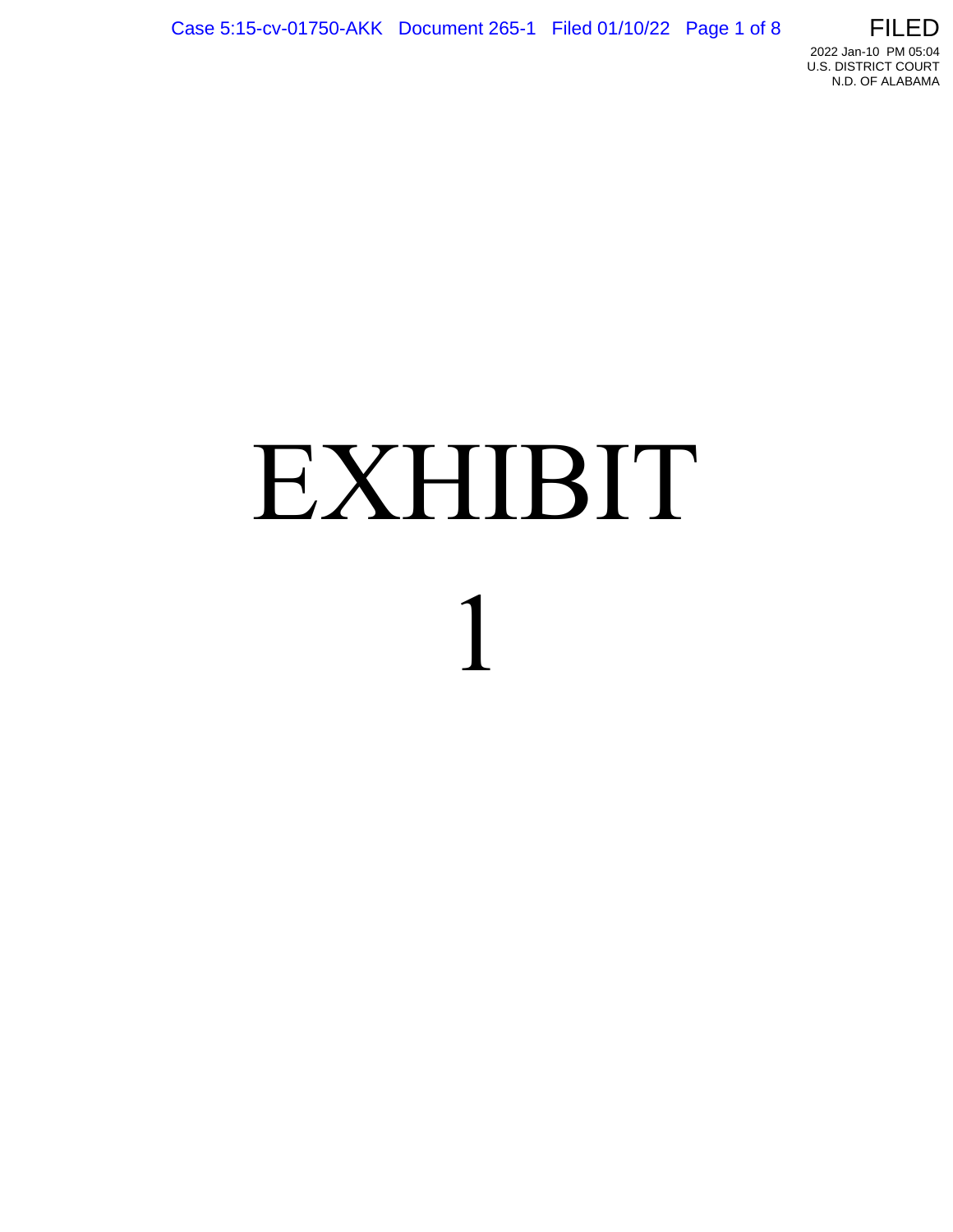# EXHIBIT

# 1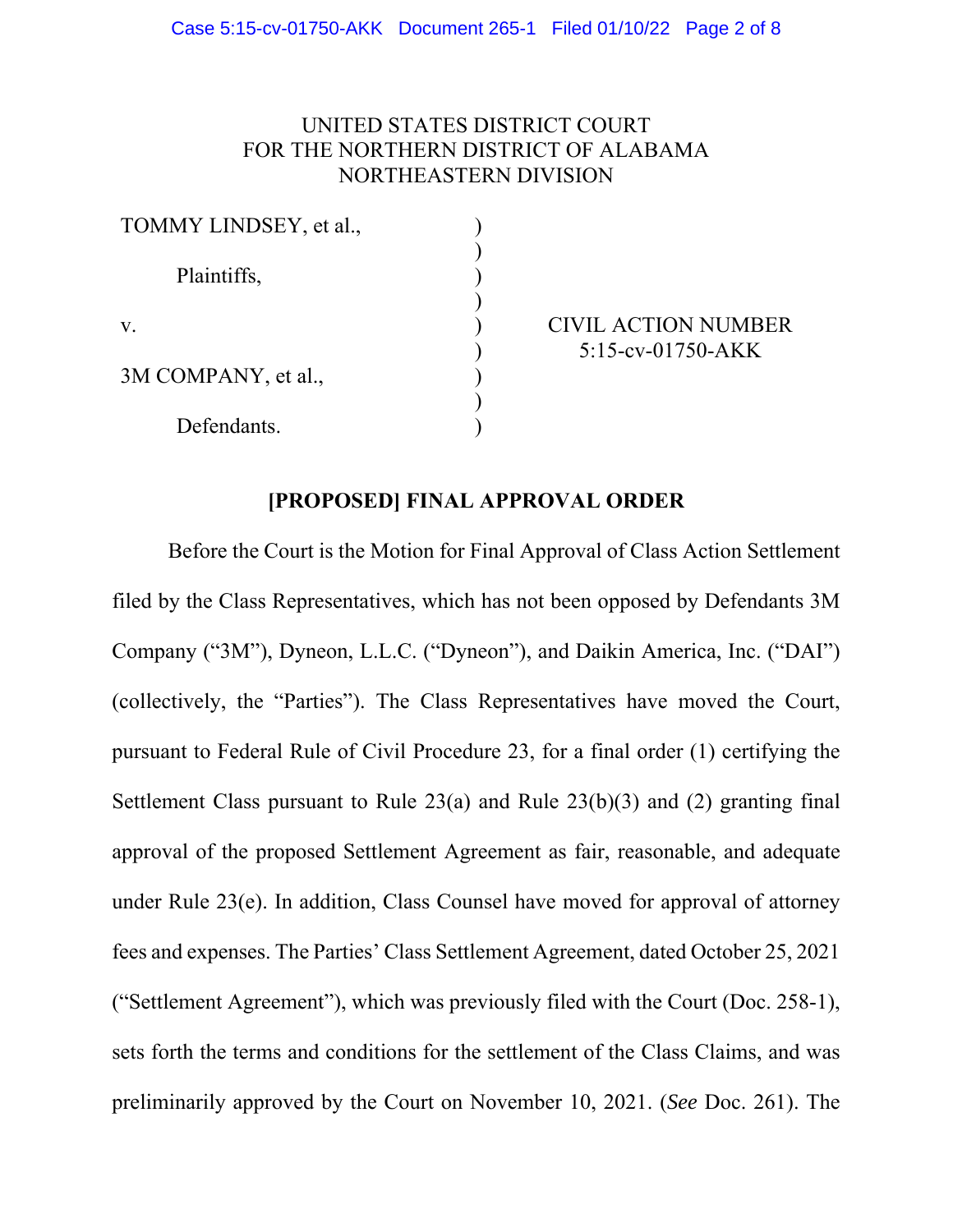UNITED STATES DISTRICT COURT
FOR THE NORTHERN DISTRICT OF ALABAMA
NORTHEASTERN DIVISION

| | | |
|---|---|---|
| TOMMY LINDSEY, et al., | ) | |
| Plaintiffs, | ) | |
| v. | ) | CIVIL ACTION NUMBER 5:15-cv-01750-AKK |
| 3M COMPANY, et al., | ) | |
| Defendants. | ) | |

**[PROPOSED] FINAL APPROVAL ORDER**

Before the Court is the Motion for Final Approval of Class Action Settlement filed by the Class Representatives, which has not been opposed by Defendants 3M Company ("3M"), Dyneon, L.L.C. ("Dyneon"), and Daikin America, Inc. ("DAI") (collectively, the "Parties"). The Class Representatives have moved the Court, pursuant to Federal Rule of Civil Procedure 23, for a final order (1) certifying the Settlement Class pursuant to Rule 23(a) and Rule 23(b)(3) and (2) granting final approval of the proposed Settlement Agreement as fair, reasonable, and adequate under Rule 23(e). In addition, Class Counsel have moved for approval of attorney fees and expenses. The Parties' Class Settlement Agreement, dated October 25, 2021 ("Settlement Agreement"), which was previously filed with the Court (Doc. 258-1), sets forth the terms and conditions for the settlement of the Class Claims, and was preliminarily approved by the Court on November 10, 2021. (*See* Doc. 261). The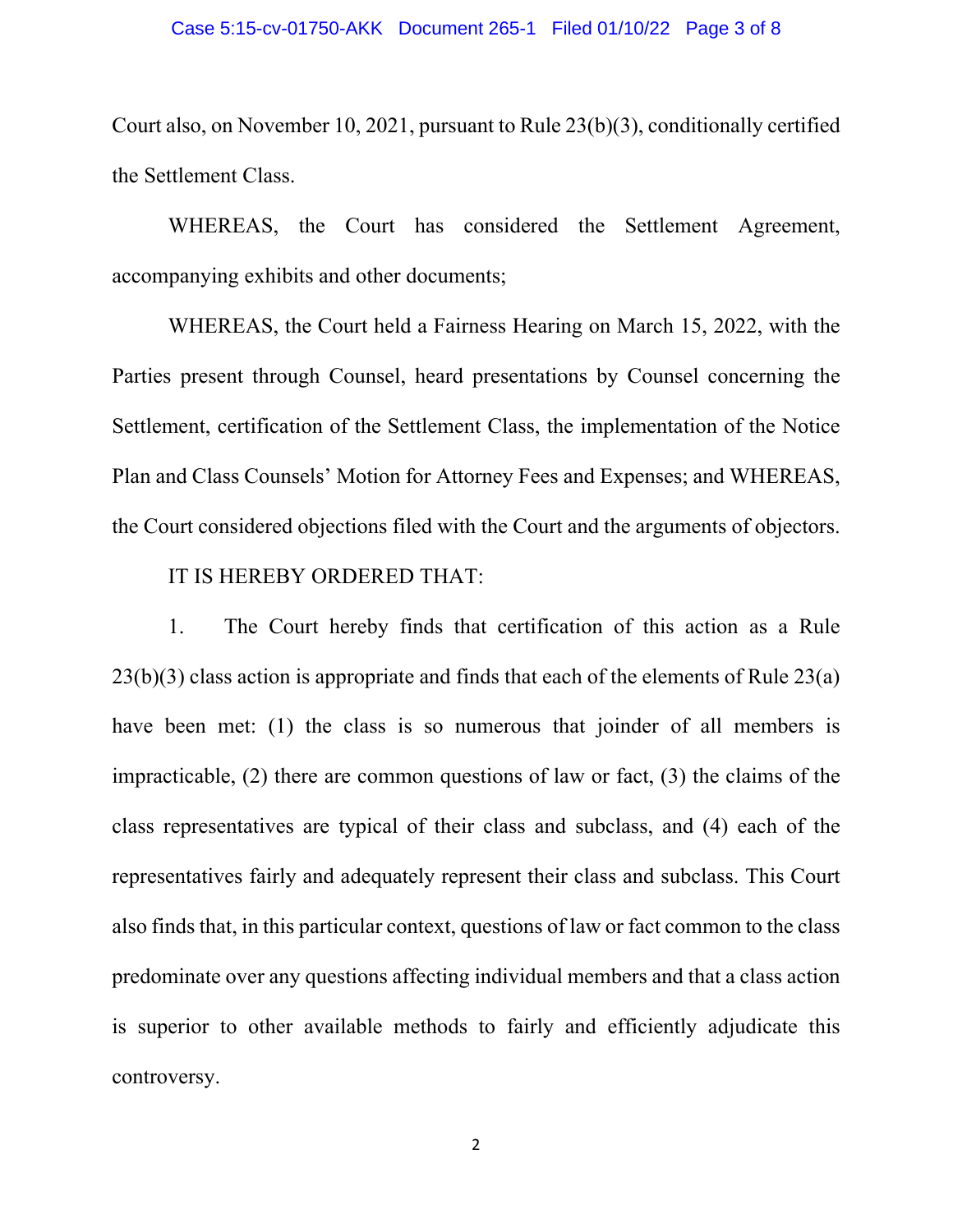Court also, on November 10, 2021, pursuant to Rule 23(b)(3), conditionally certified the Settlement Class.

WHEREAS, the Court has considered the Settlement Agreement, accompanying exhibits and other documents;

WHEREAS, the Court held a Fairness Hearing on March 15, 2022, with the Parties present through Counsel, heard presentations by Counsel concerning the Settlement, certification of the Settlement Class, the implementation of the Notice Plan and Class Counsels' Motion for Attorney Fees and Expenses; and WHEREAS, the Court considered objections filed with the Court and the arguments of objectors.

IT IS HEREBY ORDERED THAT:

1. The Court hereby finds that certification of this action as a Rule 23(b)(3) class action is appropriate and finds that each of the elements of Rule 23(a) have been met: (1) the class is so numerous that joinder of all members is impracticable, (2) there are common questions of law or fact, (3) the claims of the class representatives are typical of their class and subclass, and (4) each of the representatives fairly and adequately represent their class and subclass. This Court also finds that, in this particular context, questions of law or fact common to the class predominate over any questions affecting individual members and that a class action is superior to other available methods to fairly and efficiently adjudicate this controversy.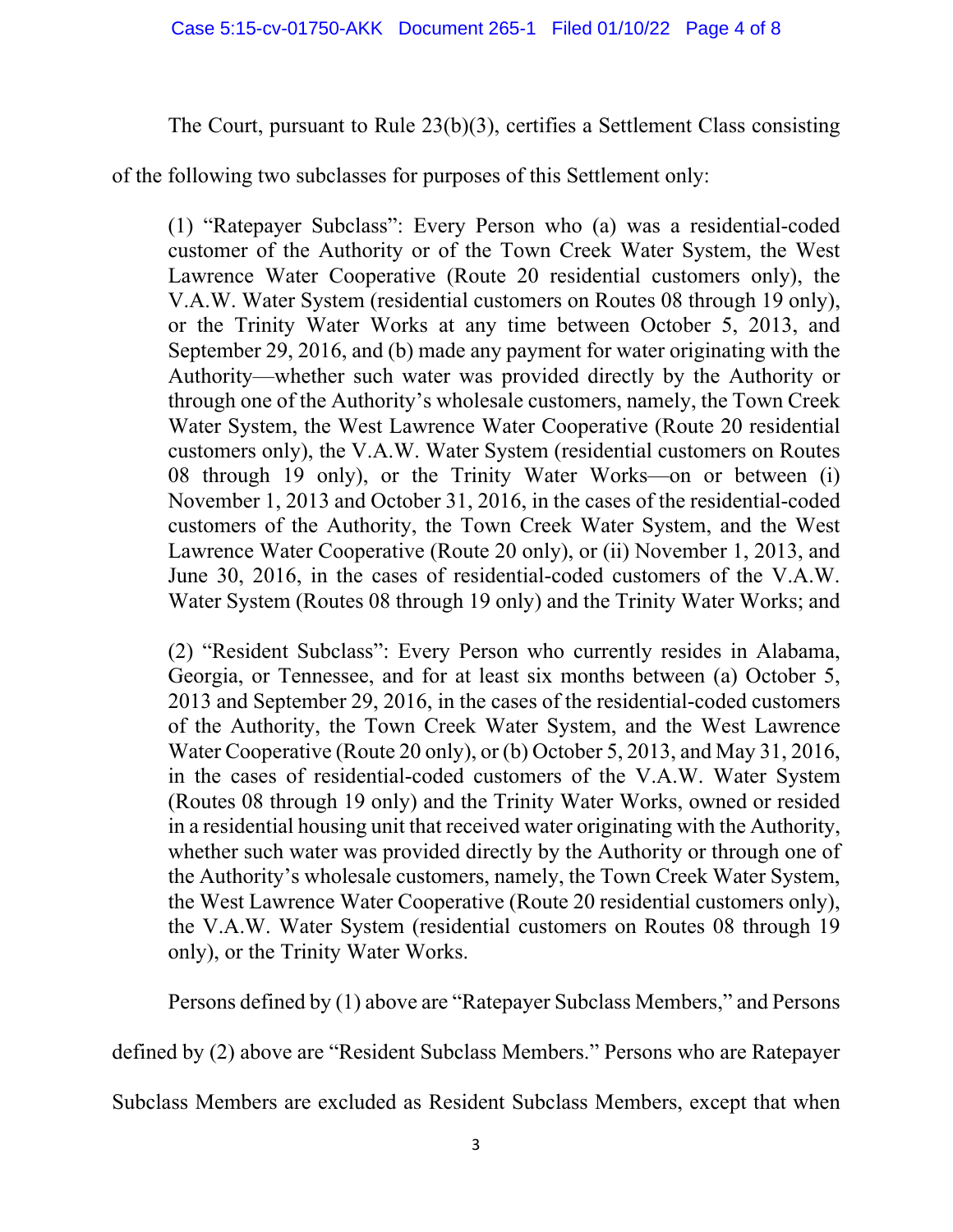The Court, pursuant to Rule 23(b)(3), certifies a Settlement Class consisting of the following two subclasses for purposes of this Settlement only:

> (1) "Ratepayer Subclass": Every Person who (a) was a residential-coded customer of the Authority or of the Town Creek Water System, the West Lawrence Water Cooperative (Route 20 residential customers only), the V.A.W. Water System (residential customers on Routes 08 through 19 only), or the Trinity Water Works at any time between October 5, 2013, and September 29, 2016, and (b) made any payment for water originating with the Authority—whether such water was provided directly by the Authority or through one of the Authority's wholesale customers, namely, the Town Creek Water System, the West Lawrence Water Cooperative (Route 20 residential customers only), the V.A.W. Water System (residential customers on Routes 08 through 19 only), or the Trinity Water Works—on or between (i) November 1, 2013 and October 31, 2016, in the cases of the residential-coded customers of the Authority, the Town Creek Water System, and the West Lawrence Water Cooperative (Route 20 only), or (ii) November 1, 2013, and June 30, 2016, in the cases of residential-coded customers of the V.A.W. Water System (Routes 08 through 19 only) and the Trinity Water Works; and
>
> (2) "Resident Subclass": Every Person who currently resides in Alabama, Georgia, or Tennessee, and for at least six months between (a) October 5, 2013 and September 29, 2016, in the cases of the residential-coded customers of the Authority, the Town Creek Water System, and the West Lawrence Water Cooperative (Route 20 only), or (b) October 5, 2013, and May 31, 2016, in the cases of residential-coded customers of the V.A.W. Water System (Routes 08 through 19 only) and the Trinity Water Works, owned or resided in a residential housing unit that received water originating with the Authority, whether such water was provided directly by the Authority or through one of the Authority's wholesale customers, namely, the Town Creek Water System, the West Lawrence Water Cooperative (Route 20 residential customers only), the V.A.W. Water System (residential customers on Routes 08 through 19 only), or the Trinity Water Works.

Persons defined by (1) above are "Ratepayer Subclass Members," and Persons defined by (2) above are "Resident Subclass Members." Persons who are Ratepayer Subclass Members are excluded as Resident Subclass Members, except that when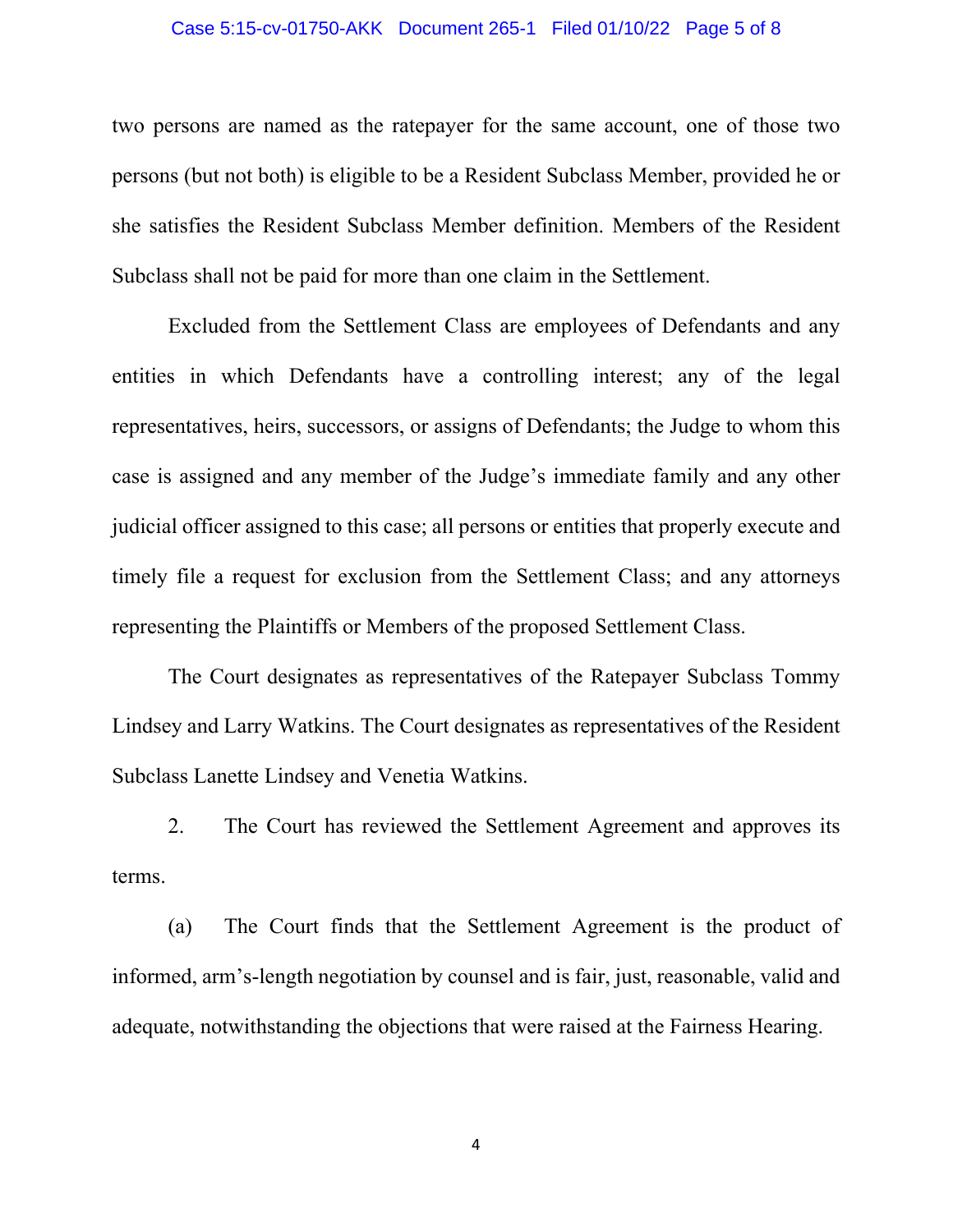two persons are named as the ratepayer for the same account, one of those two persons (but not both) is eligible to be a Resident Subclass Member, provided he or she satisfies the Resident Subclass Member definition. Members of the Resident Subclass shall not be paid for more than one claim in the Settlement.

Excluded from the Settlement Class are employees of Defendants and any entities in which Defendants have a controlling interest; any of the legal representatives, heirs, successors, or assigns of Defendants; the Judge to whom this case is assigned and any member of the Judge's immediate family and any other judicial officer assigned to this case; all persons or entities that properly execute and timely file a request for exclusion from the Settlement Class; and any attorneys representing the Plaintiffs or Members of the proposed Settlement Class.

The Court designates as representatives of the Ratepayer Subclass Tommy Lindsey and Larry Watkins. The Court designates as representatives of the Resident Subclass Lanette Lindsey and Venetia Watkins.

2. The Court has reviewed the Settlement Agreement and approves its terms.

(a) The Court finds that the Settlement Agreement is the product of informed, arm's-length negotiation by counsel and is fair, just, reasonable, valid and adequate, notwithstanding the objections that were raised at the Fairness Hearing.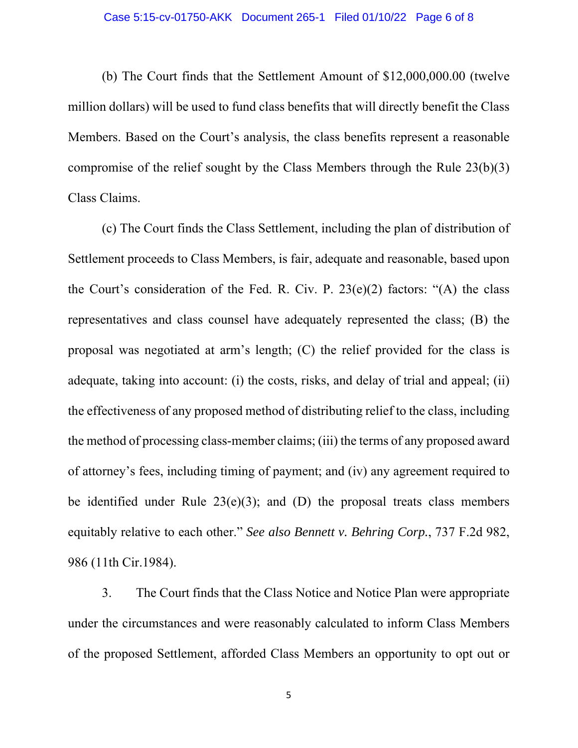(b) The Court finds that the Settlement Amount of $12,000,000.00 (twelve million dollars) will be used to fund class benefits that will directly benefit the Class Members. Based on the Court's analysis, the class benefits represent a reasonable compromise of the relief sought by the Class Members through the Rule 23(b)(3) Class Claims.

(c) The Court finds the Class Settlement, including the plan of distribution of Settlement proceeds to Class Members, is fair, adequate and reasonable, based upon the Court's consideration of the Fed. R. Civ. P. 23(e)(2) factors: "(A) the class representatives and class counsel have adequately represented the class; (B) the proposal was negotiated at arm's length; (C) the relief provided for the class is adequate, taking into account: (i) the costs, risks, and delay of trial and appeal; (ii) the effectiveness of any proposed method of distributing relief to the class, including the method of processing class-member claims; (iii) the terms of any proposed award of attorney's fees, including timing of payment; and (iv) any agreement required to be identified under Rule 23(e)(3); and (D) the proposal treats class members equitably relative to each other." *See also Bennett v. Behring Corp.*, 737 F.2d 982, 986 (11th Cir.1984).

3. The Court finds that the Class Notice and Notice Plan were appropriate under the circumstances and were reasonably calculated to inform Class Members of the proposed Settlement, afforded Class Members an opportunity to opt out or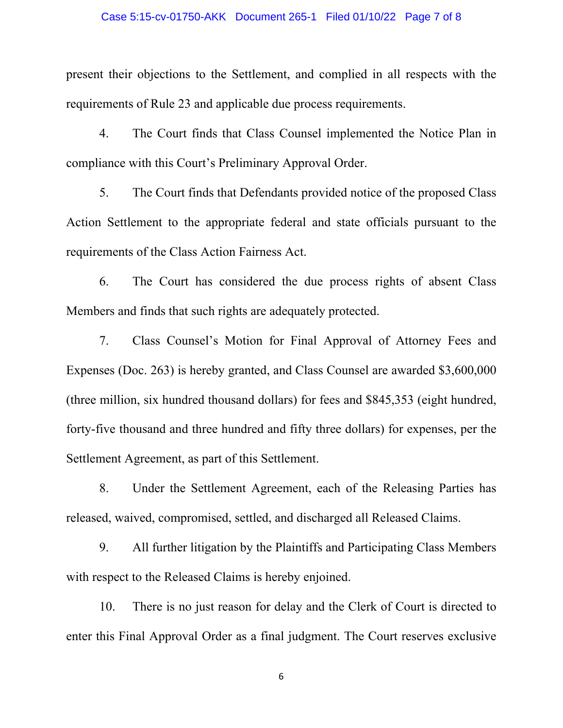present their objections to the Settlement, and complied in all respects with the requirements of Rule 23 and applicable due process requirements.

4. The Court finds that Class Counsel implemented the Notice Plan in compliance with this Court's Preliminary Approval Order.

5. The Court finds that Defendants provided notice of the proposed Class Action Settlement to the appropriate federal and state officials pursuant to the requirements of the Class Action Fairness Act.

6. The Court has considered the due process rights of absent Class Members and finds that such rights are adequately protected.

7. Class Counsel's Motion for Final Approval of Attorney Fees and Expenses (Doc. 263) is hereby granted, and Class Counsel are awarded $3,600,000 (three million, six hundred thousand dollars) for fees and $845,353 (eight hundred, forty-five thousand and three hundred and fifty three dollars) for expenses, per the Settlement Agreement, as part of this Settlement.

8. Under the Settlement Agreement, each of the Releasing Parties has released, waived, compromised, settled, and discharged all Released Claims.

9. All further litigation by the Plaintiffs and Participating Class Members with respect to the Released Claims is hereby enjoined.

10. There is no just reason for delay and the Clerk of Court is directed to enter this Final Approval Order as a final judgment. The Court reserves exclusive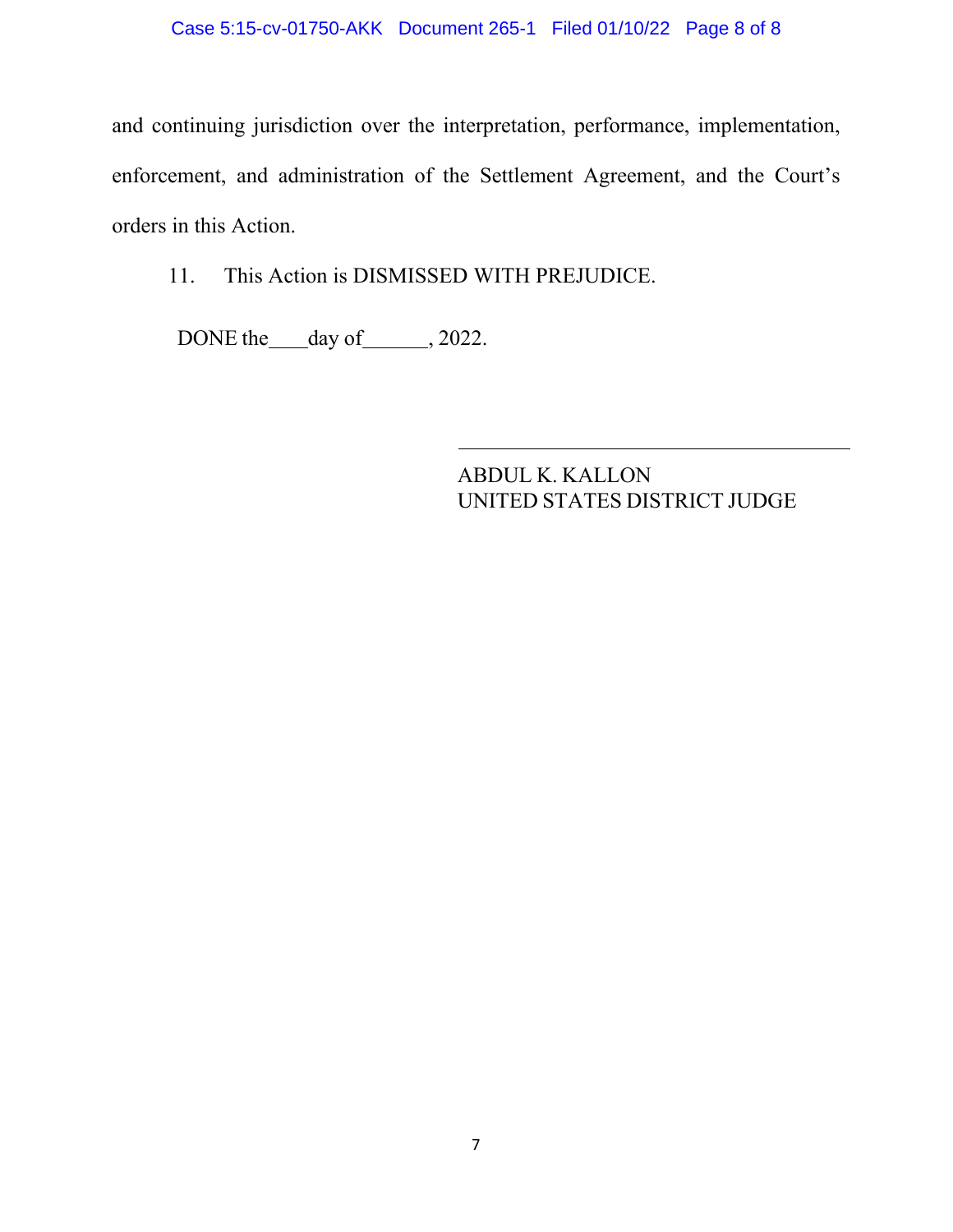and continuing jurisdiction over the interpretation, performance, implementation, enforcement, and administration of the Settlement Agreement, and the Court's orders in this Action.

11. This Action is DISMISSED WITH PREJUDICE.

DONE the____day of______, 2022.

\_\_\_\_\_\_\_\_\_\_\_\_\_\_\_\_\_\_\_\_\_\_\_\_\_\_\_\_\_\_\_\_\_\_\_\_

ABDUL K. KALLON
UNITED STATES DISTRICT JUDGE